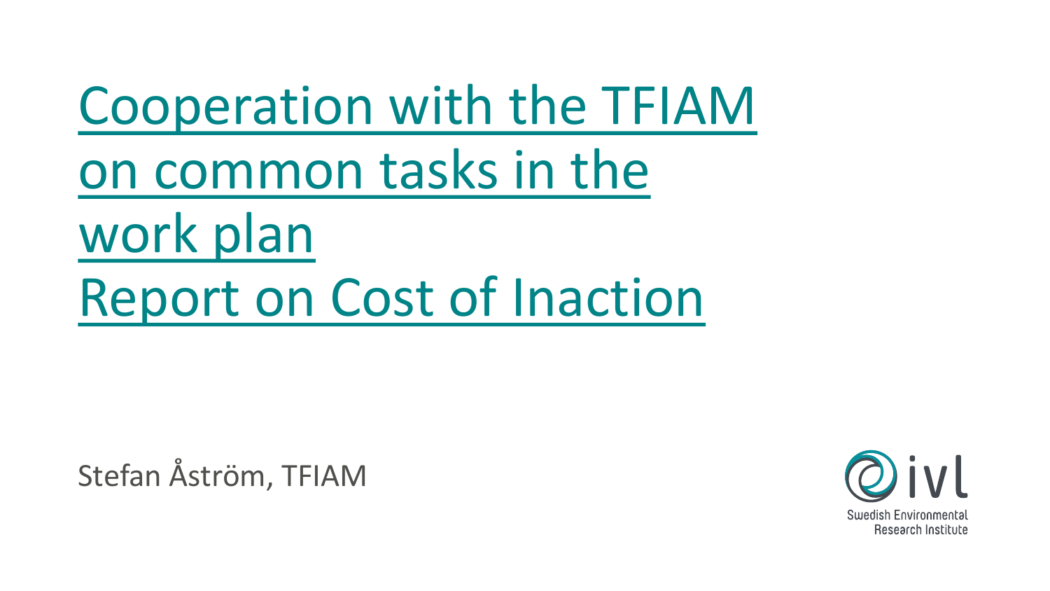# Cooperation with the TFIAM on common tasks in the work plan
# Report on Cost of Inaction

Stefan Åström, TFIAM

ivl
Swedish Environmental Research Institute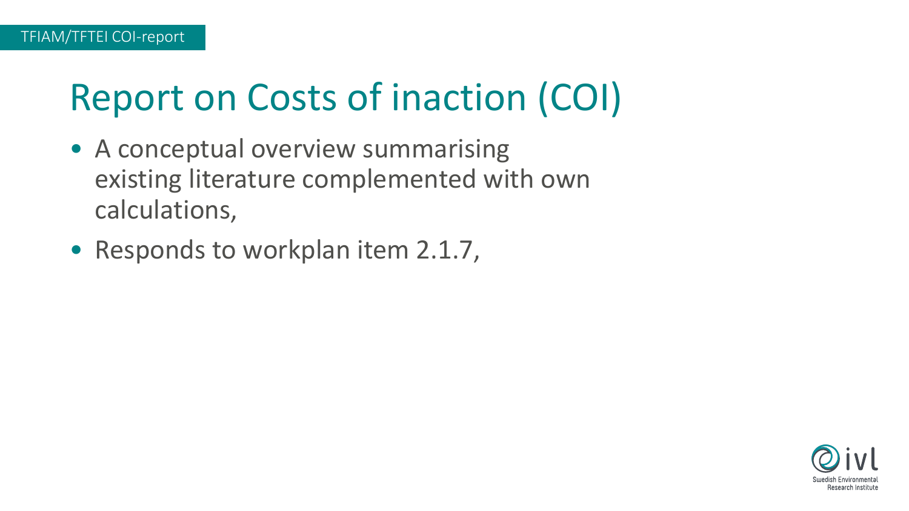# Report on Costs of inaction (COI)

- A conceptual overview summarising existing literature complemented with own calculations,
- Responds to workplan item 2.1.7,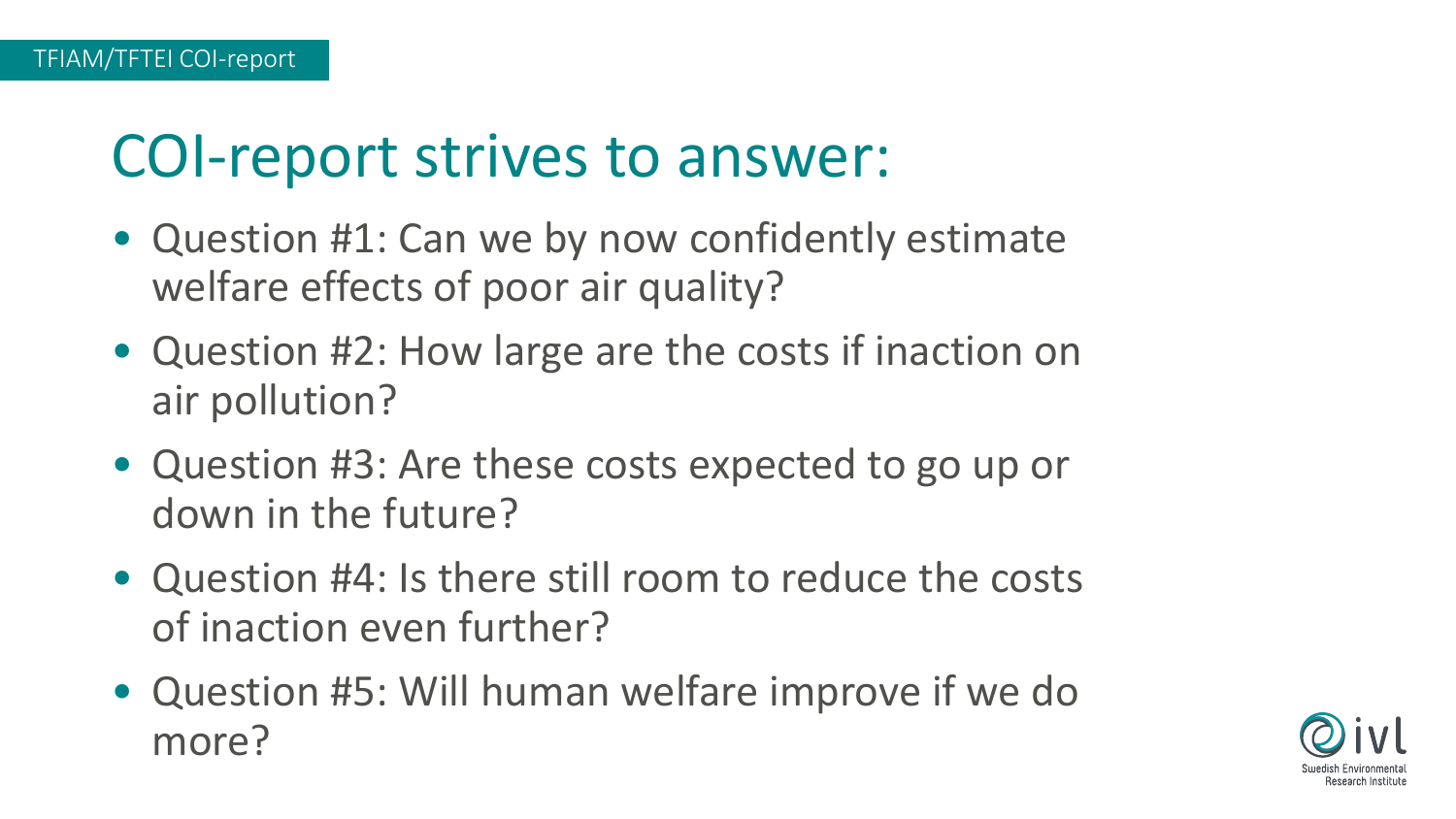# COI-report strives to answer:

- Question #1: Can we by now confidently estimate welfare effects of poor air quality?
- Question #2: How large are the costs if inaction on air pollution?
- Question #3: Are these costs expected to go up or down in the future?
- Question #4: Is there still room to reduce the costs of inaction even further?
- Question #5: Will human welfare improve if we do more?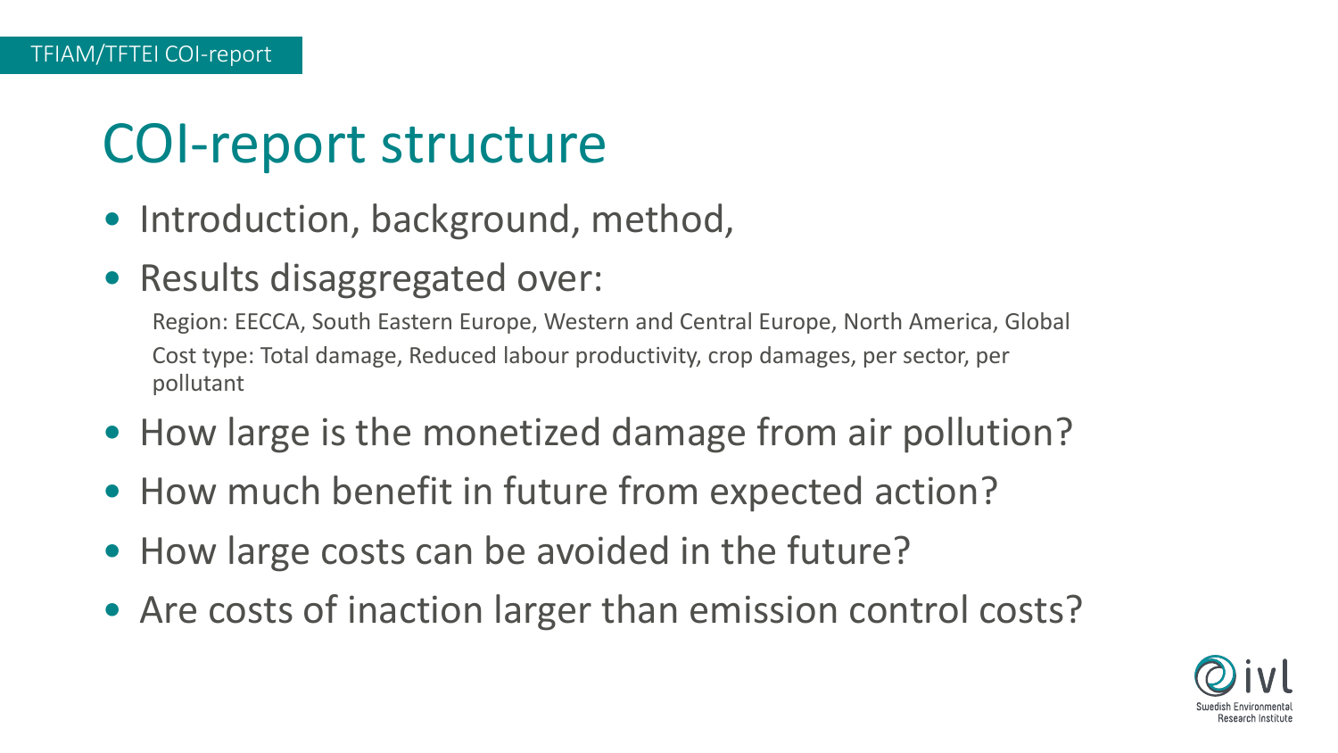# COI-report structure

- Introduction, background, method,
- Results disaggregated over:

  Region: EECCA, South Eastern Europe, Western and Central Europe, North America, Global

  Cost type: Total damage, Reduced labour productivity, crop damages, per sector, per pollutant

- How large is the monetized damage from air pollution?
- How much benefit in future from expected action?
- How large costs can be avoided in the future?
- Are costs of inaction larger than emission control costs?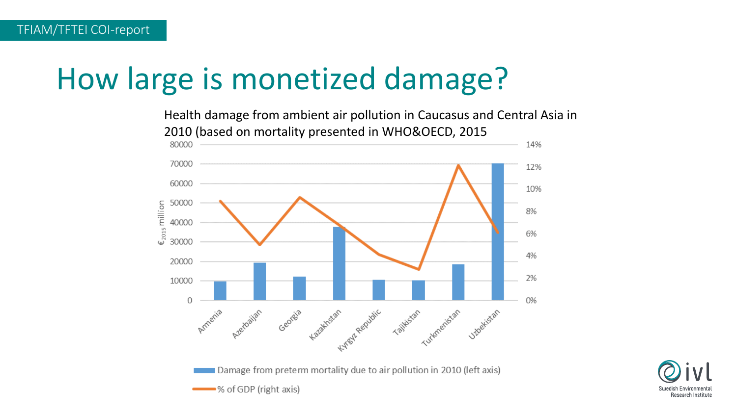TFIAM/TFTEI COI-report

# How large is monetized damage?

Health damage from ambient air pollution in Caucasus and Central Asia in 2010 (based on mortality presented in WHO&OECD, 2015

Left axis: $€_{2015}$ million (0–80000). Right axis: % of GDP (0%–14%).

Countries: Armenia, Azerbaijan, Georgia, Kazakhstan, Kyrgyz Republic, Tajikistan, Turkmenistan, Uzbekistan

Damage from preterm mortality due to air pollution in 2010 (left axis)

% of GDP (right axis)

Swedish Environmental Research Institute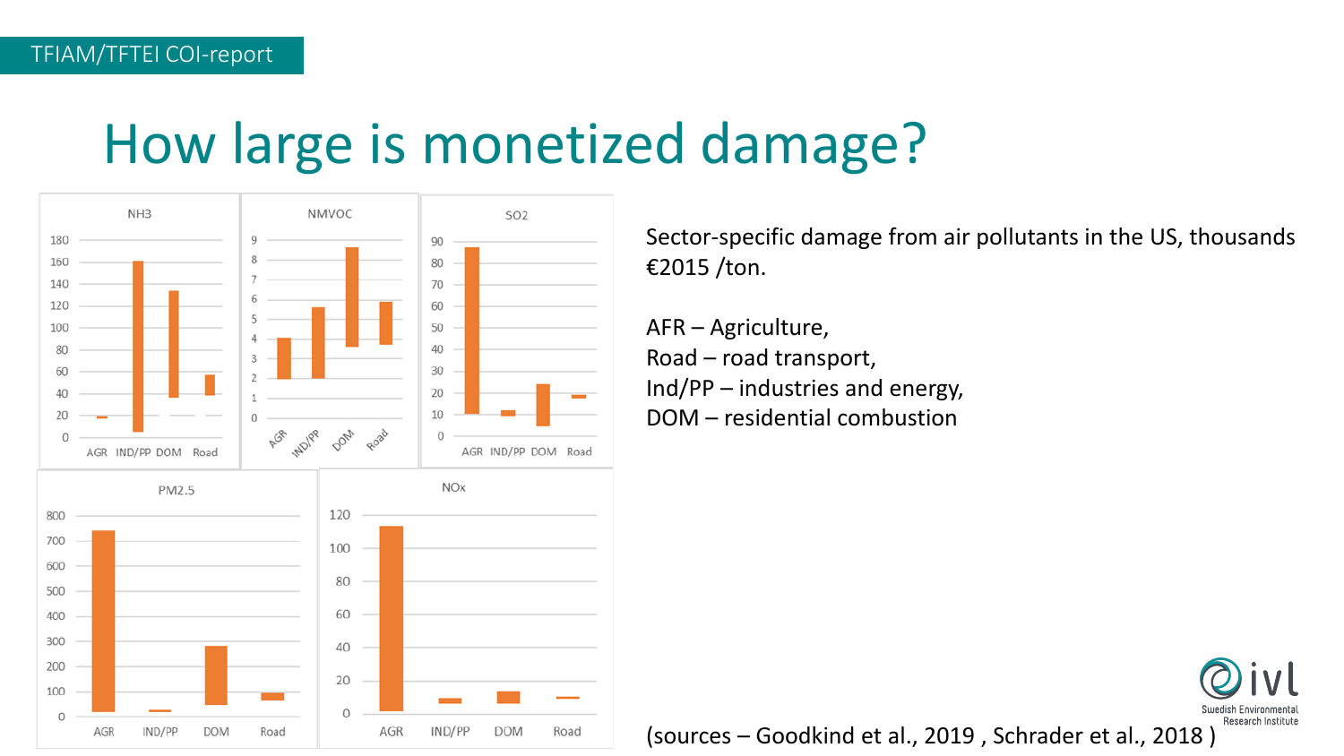# How large is monetized damage?

Sector-specific damage from air pollutants in the US, thousands €2015 /ton.

AFR – Agriculture,
Road – road transport,
Ind/PP – industries and energy,
DOM – residential combustion

(sources – Goodkind et al., 2019 , Schrader et al., 2018 )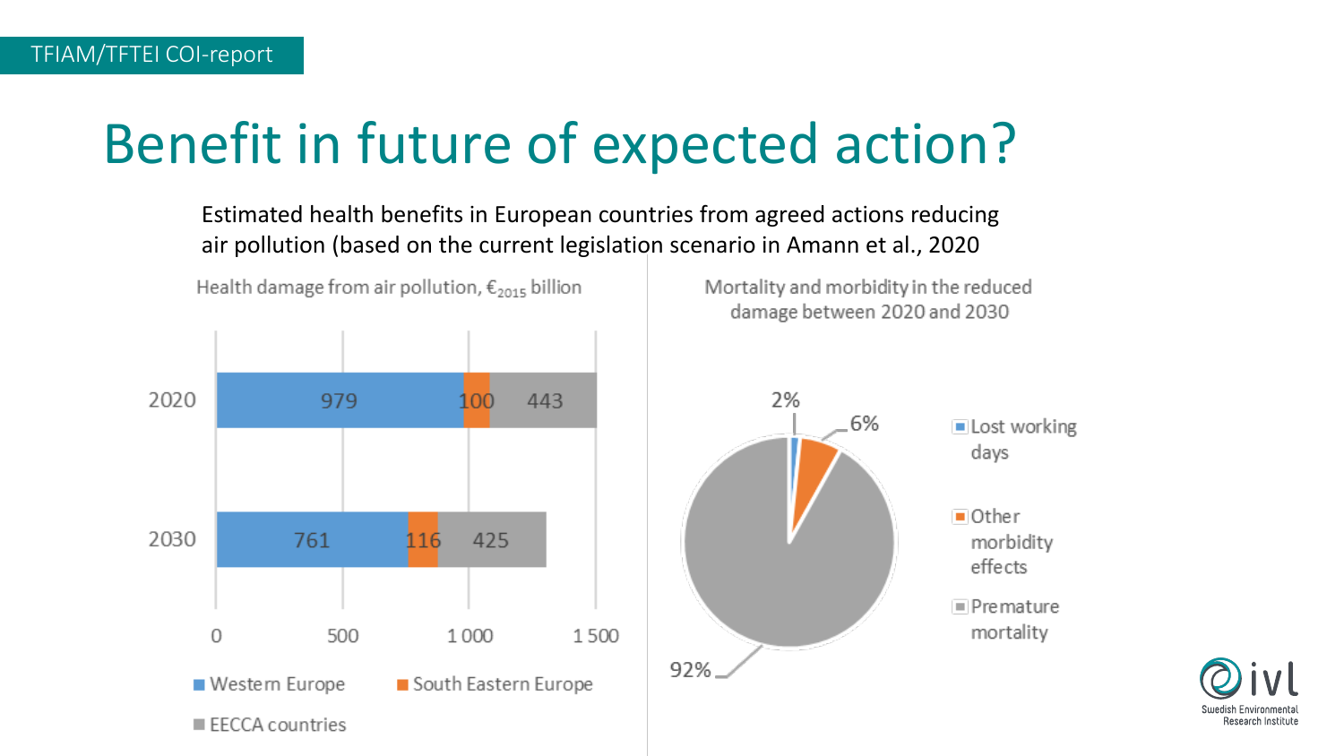TFIAM/TFTEI COI-report

# Benefit in future of expected action?

Estimated health benefits in European countries from agreed actions reducing air pollution (based on the current legislation scenario in Amann et al., 2020

**Health damage from air pollution, $€_{2015}$ billion**

| Year | Western Europe | South Eastern Europe | EECCA countries |
|---|---|---|---|
| 2020 | 979 | 100 | 443 |
| 2030 | 761 | 116 | 425 |

**Mortality and morbidity in the reduced damage between 2020 and 2030**

| Category | Share |
|---|---|
| Lost working days | 2% |
| Other morbidity effects | 6% |
| Premature mortality | 92% |

Swedish Environmental Research Institute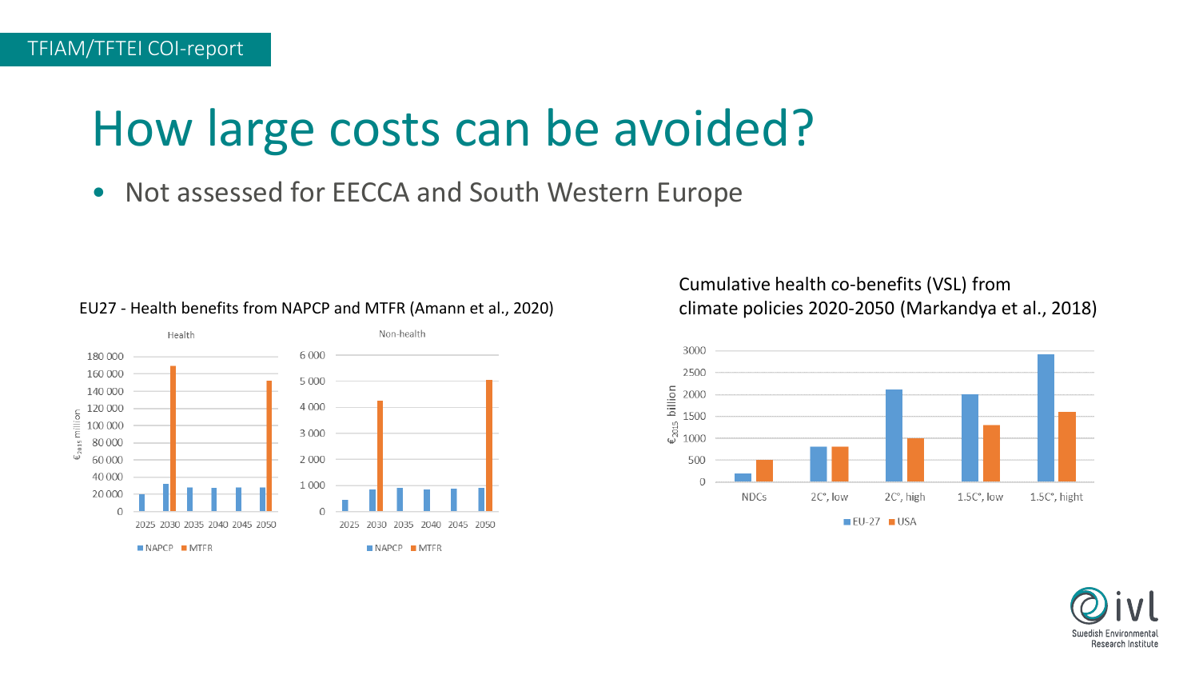# How large costs can be avoided?

- Not assessed for EECCA and South Western Europe

EU27 - Health benefits from NAPCP and MTFR (Amann et al., 2020)

Health

| | NAPCP | MTFR |
|---|---|---|
| 2025 | ~20 000 | |
| 2030 | ~32 000 | ~169 000 |
| 2035 | ~28 000 | |
| 2040 | ~28 000 | |
| 2045 | ~28 000 | |
| 2050 | ~28 000 | ~152 000 |

Non-health

| | NAPCP | MTFR |
|---|---|---|
| 2025 | ~450 | |
| 2030 | ~850 | ~4 250 |
| 2035 | ~900 | |
| 2040 | ~850 | |
| 2045 | ~870 | |
| 2050 | ~900 | ~5 050 |

$€_{2015}$ million

Cumulative health co-benefits (VSL) from climate policies 2020-2050 (Markandya et al., 2018)

| | EU-27 | USA |
|---|---|---|
| NDCs | ~200 | ~500 |
| 2C°, low | ~800 | ~800 |
| 2C°, high | ~2100 | ~1000 |
| 1.5C°, low | ~2000 | ~1300 |
| 1.5C°, hight | ~2900 | ~1600 |

$€_{2015}$ billion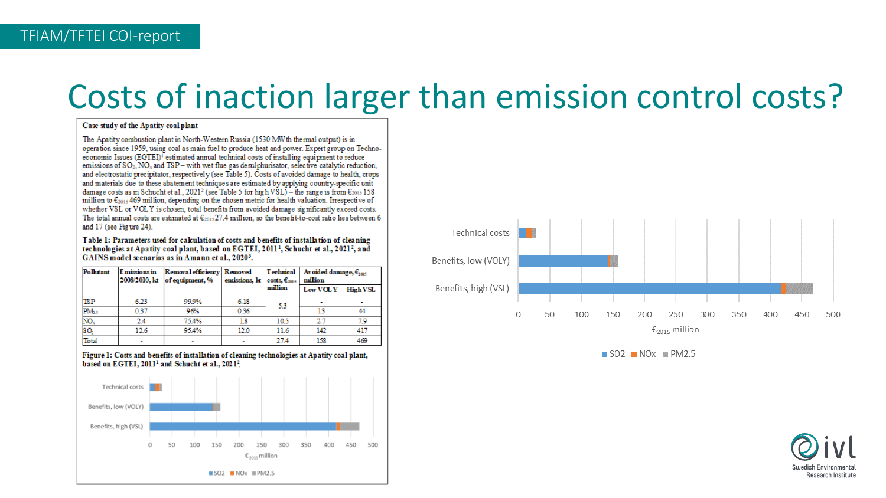TFIAM/TFTEI COI-report

# Costs of inaction larger than emission control costs?

**Case study of the Apatity coal plant**

The Apatity combustion plant in North-Western Russia (1530 MWth thermal output) is in operation since 1959, using coal as main fuel to produce heat and power. Expert group on Techno-economic Issues (EGTEI)[1] estimated annual technical costs of installing equipment to reduce emissions of $SO_2$, $NO_x$ and TSP – with wet flue gas desulphurisator, selective catalytic reduction, and electrostatic precipitator, respectively (see Table 5). Costs of avoided damage to health, crops and materials due to these abatement techniques are estimated by applying country-specific unit damage costs as in Schucht et al., 2021[2] (see Table 5 for high VSL) – the range is from €$_{2015}$ 158 million to €$_{2015}$ 469 million, depending on the chosen metric for health valuation. Irrespective of whether VSL or VOLY is chosen, total benefits from avoided damage significantly exceed costs. The total annual costs are estimated at €$_{2015}$27.4 million, so the benefit-to-cost ratio lies between 6 and 17 (see Figure 24).

**Table 1: Parameters used for calculation of costs and benefits of installation of cleaning technologies at Apatity coal plant, based on EGTEI, 2011[1], Schucht et al., 2021[2], and GAINS model scenarios as in Amann et al., 2020[3].**

| Pollutant | Emissions in 2008/2010, kt | Removal efficiency of equipment, % | Removed emissions, kt | Technical costs, €$_{2015}$ million | Avoided damage, €$_{2015}$ million | |
|---|---|---|---|---|---|---|
| | | | | | Low VOLY | High VSL |
| TSP | 6.23 | 99.9% | 6.18 | 5.3 | - | - |
| $PM_{2.5}$ | 0.37 | 96% | 0.36 | | 13 | 44 |
| $NO_x$ | 2.4 | 75.4% | 1.8 | 10.5 | 2.7 | 7.9 |
| $SO_2$ | 12.6 | 95.4% | 12.0 | 11.6 | 142 | 417 |
| Total | - | - | - | 27.4 | 158 | 469 |

**Figure 1: Costs and benefits of installation of cleaning technologies at Apatity coal plant, based on EGTEI, 2011[1] and Schucht et al., 2021[2].**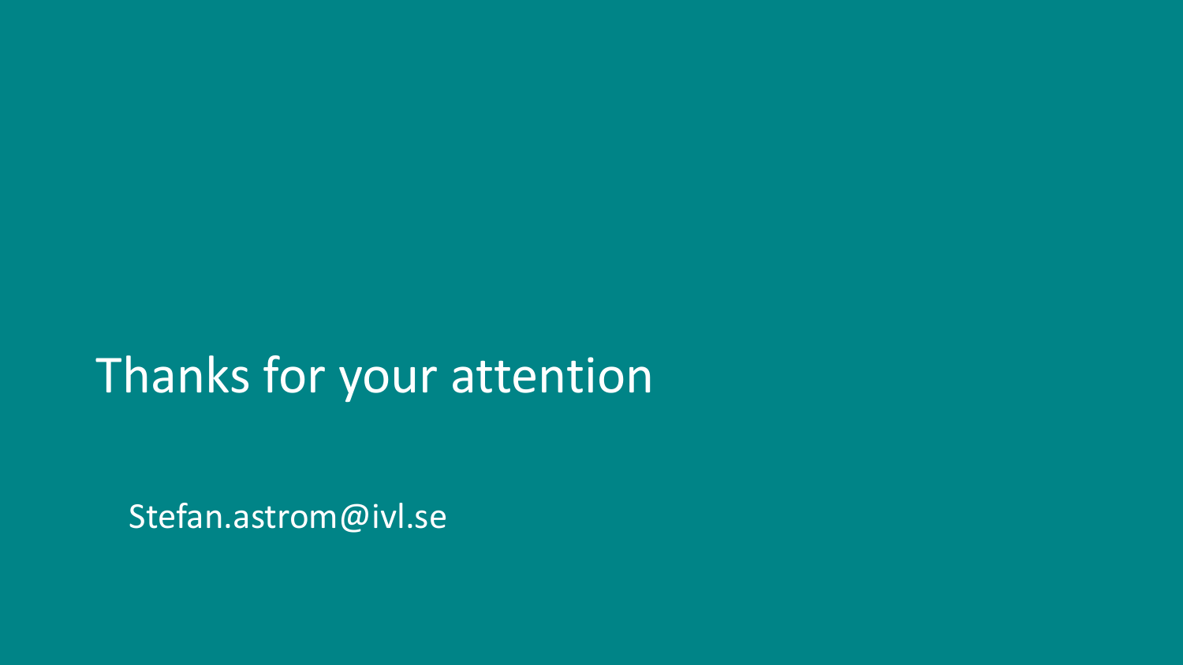# Thanks for your attention

Stefan.astrom@ivl.se